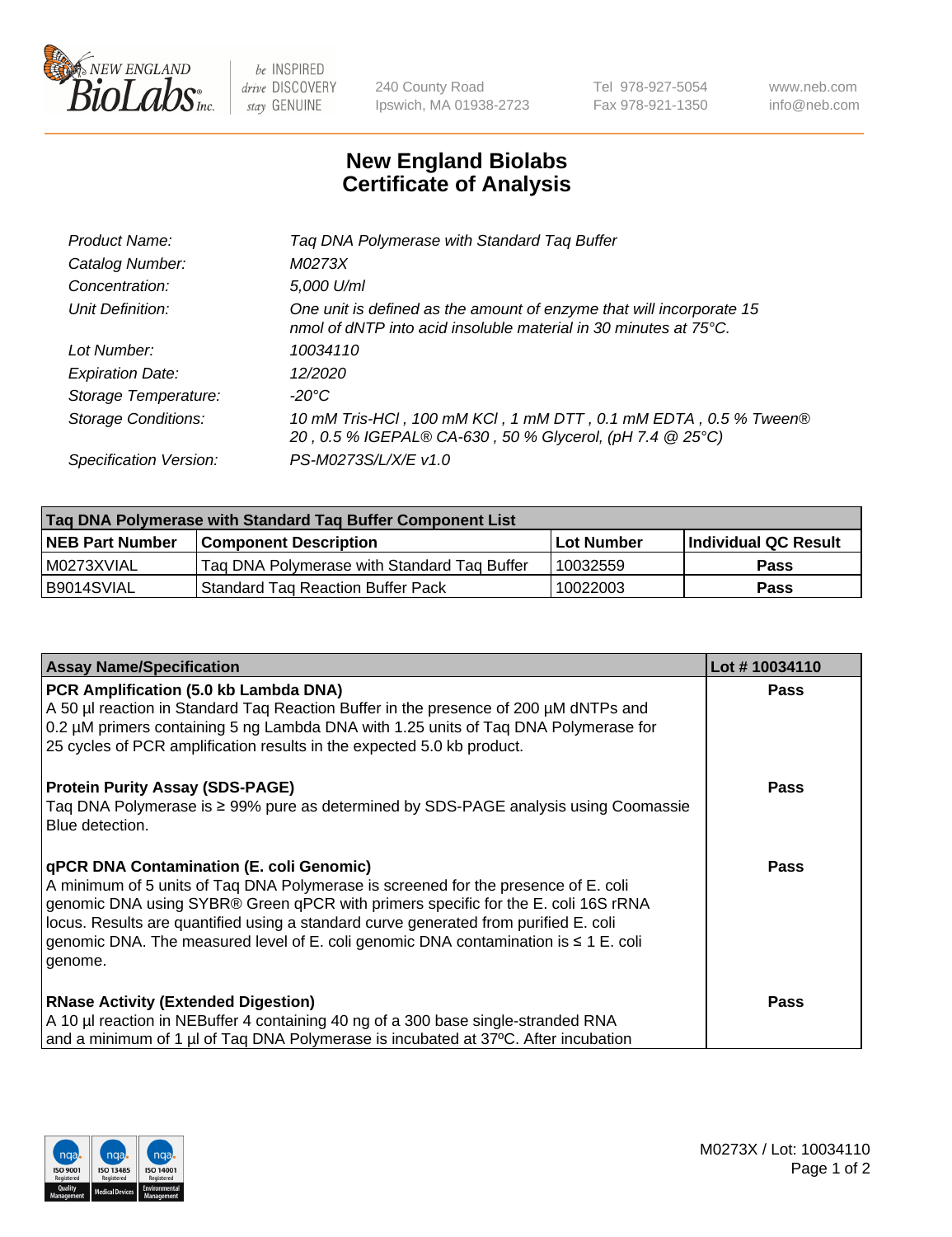# New England Biolabs
# Certificate of Analysis

| | |
|---|---|
| *Product Name:* | *Taq DNA Polymerase with Standard Taq Buffer* |
| *Catalog Number:* | *M0273X* |
| *Concentration:* | *5,000 U/ml* |
| *Unit Definition:* | *One unit is defined as the amount of enzyme that will incorporate 15 nmol of dNTP into acid insoluble material in 30 minutes at 75°C.* |
| *Lot Number:* | *10034110* |
| *Expiration Date:* | *12/2020* |
| *Storage Temperature:* | *-20°C* |
| *Storage Conditions:* | *10 mM Tris-HCl , 100 mM KCl , 1 mM DTT , 0.1 mM EDTA , 0.5 % Tween® 20 , 0.5 % IGEPAL® CA-630 , 50 % Glycerol, (pH 7.4 @ 25°C)* |
| *Specification Version:* | *PS-M0273S/L/X/E v1.0* |

| Taq DNA Polymerase with Standard Taq Buffer Component List | | | |
|---|---|---|---|
| **NEB Part Number** | **Component Description** | **Lot Number** | **Individual QC Result** |
| M0273XVIAL | Taq DNA Polymerase with Standard Taq Buffer | 10032559 | **Pass** |
| B9014SVIAL | Standard Taq Reaction Buffer Pack | 10022003 | **Pass** |

| Assay Name/Specification | Lot # 10034110 |
|---|---|
| **PCR Amplification (5.0 kb Lambda DNA)**<br>A 50 µl reaction in Standard Taq Reaction Buffer in the presence of 200 µM dNTPs and 0.2 µM primers containing 5 ng Lambda DNA with 1.25 units of Taq DNA Polymerase for 25 cycles of PCR amplification results in the expected 5.0 kb product. | **Pass** |
| **Protein Purity Assay (SDS-PAGE)**<br>Taq DNA Polymerase is ≥ 99% pure as determined by SDS-PAGE analysis using Coomassie Blue detection. | **Pass** |
| **qPCR DNA Contamination (E. coli Genomic)**<br>A minimum of 5 units of Taq DNA Polymerase is screened for the presence of E. coli genomic DNA using SYBR® Green qPCR with primers specific for the E. coli 16S rRNA locus. Results are quantified using a standard curve generated from purified E. coli genomic DNA. The measured level of E. coli genomic DNA contamination is ≤ 1 E. coli genome. | **Pass** |
| **RNase Activity (Extended Digestion)**<br>A 10 µl reaction in NEBuffer 4 containing 40 ng of a 300 base single-stranded RNA and a minimum of 1 µl of Taq DNA Polymerase is incubated at 37ºC. After incubation | **Pass** |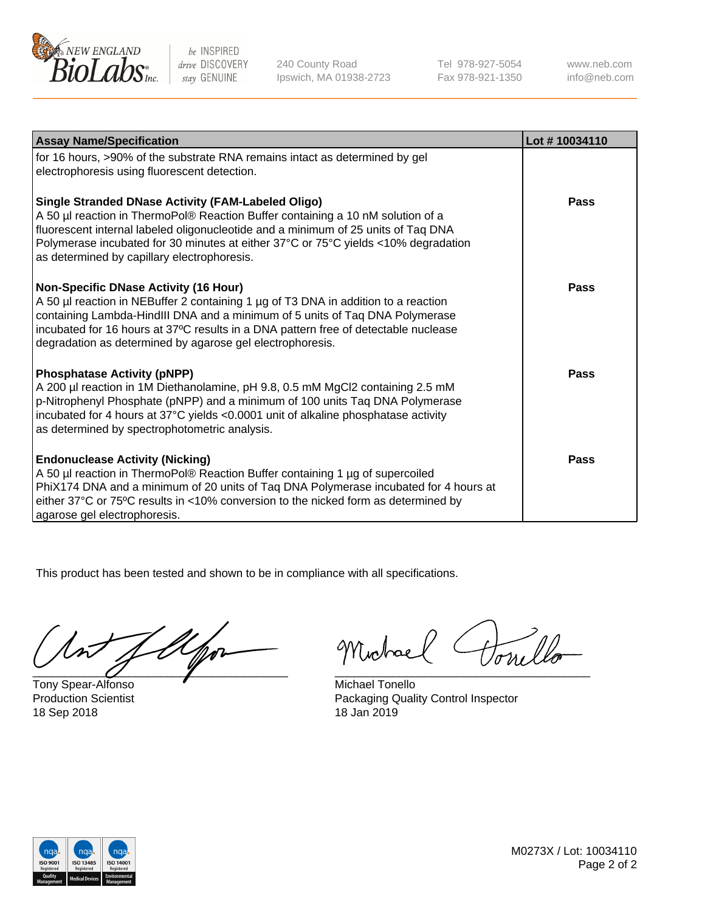| Assay Name/Specification | Lot # 10034110 |
|---|---|
| for 16 hours, >90% of the substrate RNA remains intact as determined by gel electrophoresis using fluorescent detection. | |
| **Single Stranded DNase Activity (FAM-Labeled Oligo)**<br>A 50 µl reaction in ThermoPol® Reaction Buffer containing a 10 nM solution of a fluorescent internal labeled oligonucleotide and a minimum of 25 units of Taq DNA Polymerase incubated for 30 minutes at either 37°C or 75°C yields <10% degradation as determined by capillary electrophoresis. | **Pass** |
| **Non-Specific DNase Activity (16 Hour)**<br>A 50 µl reaction in NEBuffer 2 containing 1 µg of T3 DNA in addition to a reaction containing Lambda-HindIII DNA and a minimum of 5 units of Taq DNA Polymerase incubated for 16 hours at 37ºC results in a DNA pattern free of detectable nuclease degradation as determined by agarose gel electrophoresis. | **Pass** |
| **Phosphatase Activity (pNPP)**<br>A 200 µl reaction in 1M Diethanolamine, pH 9.8, 0.5 mM $MgCl_2$ containing 2.5 mM p-Nitrophenyl Phosphate (pNPP) and a minimum of 100 units Taq DNA Polymerase incubated for 4 hours at 37°C yields <0.0001 unit of alkaline phosphatase activity as determined by spectrophotometric analysis. | **Pass** |
| **Endonuclease Activity (Nicking)**<br>A 50 µl reaction in ThermoPol® Reaction Buffer containing 1 µg of supercoiled PhiX174 DNA and a minimum of 20 units of Taq DNA Polymerase incubated for 4 hours at either 37°C or 75ºC results in <10% conversion to the nicked form as determined by agarose gel electrophoresis. | **Pass** |

This product has been tested and shown to be in compliance with all specifications.

Tony Spear-Alfonso
Production Scientist
18 Sep 2018

Michael Tonello
Packaging Quality Control Inspector
18 Jan 2019

M0273X / Lot: 10034110